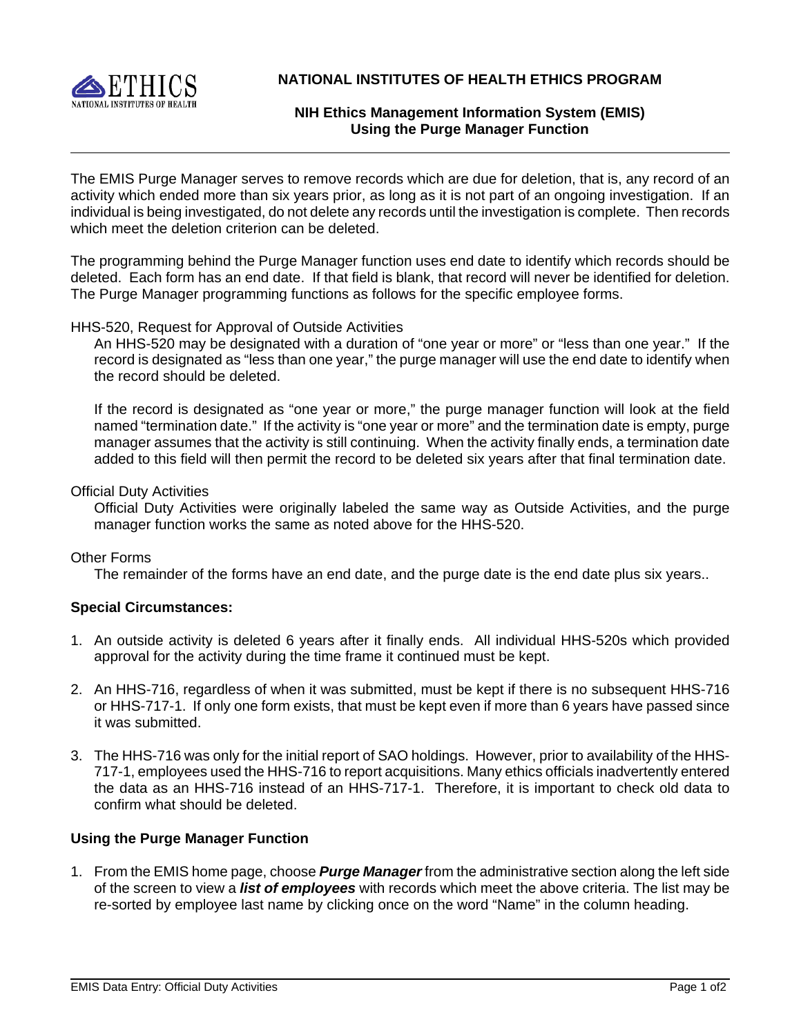# NATIONAL INSTITUTES OF HEALTH ETHICS PROGRAM

## NIH Ethics Management Information System (EMIS)
## Using the Purge Manager Function

The EMIS Purge Manager serves to remove records which are due for deletion, that is, any record of an activity which ended more than six years prior, as long as it is not part of an ongoing investigation. If an individual is being investigated, do not delete any records until the investigation is complete. Then records which meet the deletion criterion can be deleted.

The programming behind the Purge Manager function uses end date to identify which records should be deleted. Each form has an end date. If that field is blank, that record will never be identified for deletion. The Purge Manager programming functions as follows for the specific employee forms.

HHS-520, Request for Approval of Outside Activities

An HHS-520 may be designated with a duration of "one year or more" or "less than one year." If the record is designated as "less than one year," the purge manager will use the end date to identify when the record should be deleted.

If the record is designated as "one year or more," the purge manager function will look at the field named "termination date." If the activity is "one year or more" and the termination date is empty, purge manager assumes that the activity is still continuing. When the activity finally ends, a termination date added to this field will then permit the record to be deleted six years after that final termination date.

Official Duty Activities

Official Duty Activities were originally labeled the same way as Outside Activities, and the purge manager function works the same as noted above for the HHS-520.

Other Forms

The remainder of the forms have an end date, and the purge date is the end date plus six years..

**Special Circumstances:**

1. An outside activity is deleted 6 years after it finally ends. All individual HHS-520s which provided approval for the activity during the time frame it continued must be kept.
2. An HHS-716, regardless of when it was submitted, must be kept if there is no subsequent HHS-716 or HHS-717-1. If only one form exists, that must be kept even if more than 6 years have passed since it was submitted.
3. The HHS-716 was only for the initial report of SAO holdings. However, prior to availability of the HHS-717-1, employees used the HHS-716 to report acquisitions. Many ethics officials inadvertently entered the data as an HHS-716 instead of an HHS-717-1. Therefore, it is important to check old data to confirm what should be deleted.

**Using the Purge Manager Function**

1. From the EMIS home page, choose ***Purge Manager*** from the administrative section along the left side of the screen to view a ***list of employees*** with records which meet the above criteria. The list may be re-sorted by employee last name by clicking once on the word "Name" in the column heading.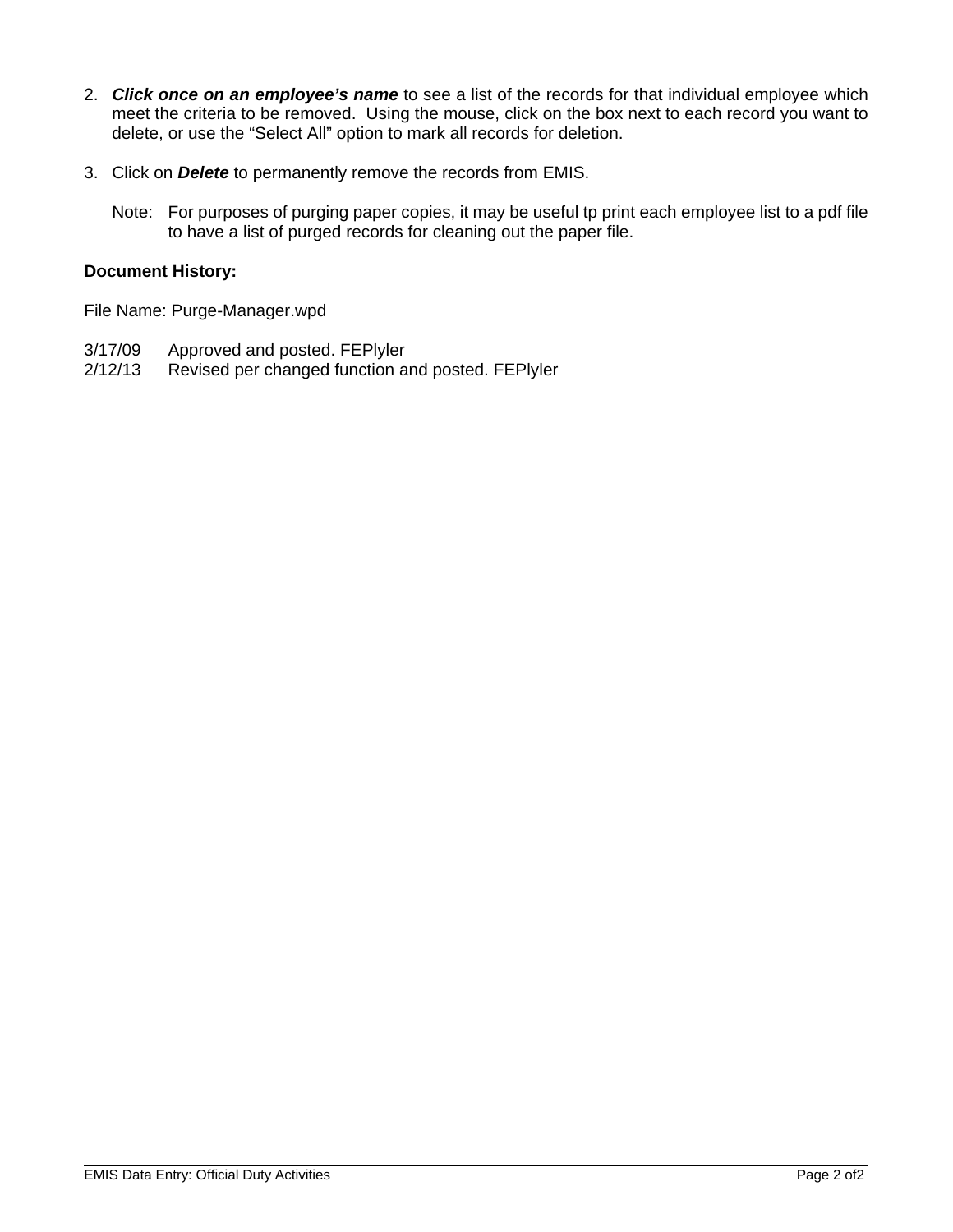2. ***Click once on an employee's name*** to see a list of the records for that individual employee which meet the criteria to be removed. Using the mouse, click on the box next to each record you want to delete, or use the "Select All" option to mark all records for deletion.

3. Click on ***Delete*** to permanently remove the records from EMIS.

   Note: For purposes of purging paper copies, it may be useful tp print each employee list to a pdf file to have a list of purged records for cleaning out the paper file.

**Document History:**

File Name: Purge-Manager.wpd

3/17/09 Approved and posted. FEPlyler
2/12/13 Revised per changed function and posted. FEPlyler